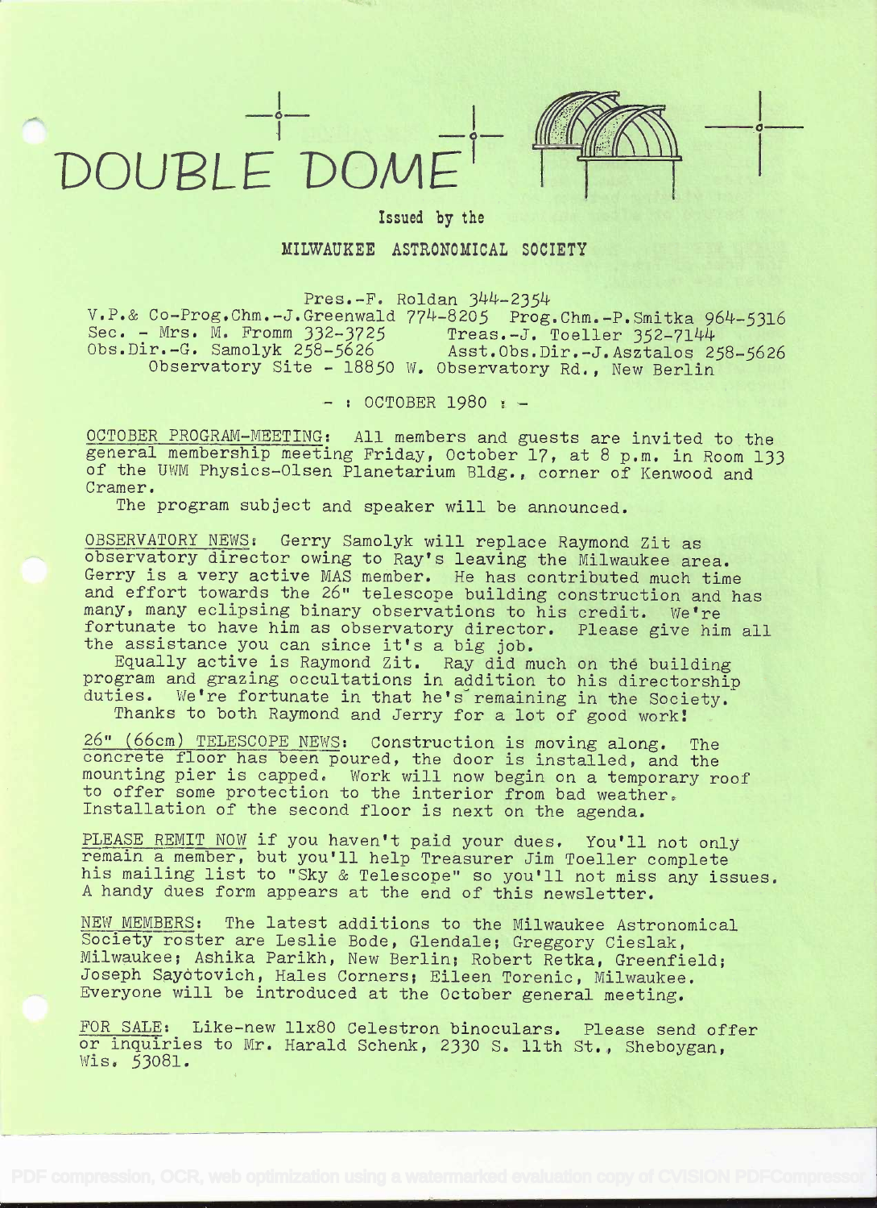# DOUBLE DOME

Issued by the

MILWAUKEE ASTRONOMICAL SOCIETY

Pres.-F. Roldan 344-2354
V.P.& Co-Prog.Chm.-J.Greenwald 774-8205 Prog.Chm.-P.Smitka 964-5316
Sec. - Mrs. M. Fromm 332-3725 Treas.-J. Toeller 352-7144
Obs.Dir.-G. Samolyk 258-5626 Asst.Obs.Dir.-J.Asztalos 258-5626
Observatory Site - 18850 W. Observatory Rd., New Berlin

- : OCTOBER 1980 : -

OCTOBER PROGRAM-MEETING: All members and guests are invited to the general membership meeting Friday, October 17, at 8 p.m. in Room 133 of the UWM Physics-Olsen Planetarium Bldg., corner of Kenwood and Cramer.

The program subject and speaker will be announced.

OBSERVATORY NEWS: Gerry Samolyk will replace Raymond Zit as observatory director owing to Ray's leaving the Milwaukee area. Gerry is a very active MAS member. He has contributed much time and effort towards the 26" telescope building construction and has many, many eclipsing binary observations to his credit. We're fortunate to have him as observatory director. Please give him all the assistance you can since it's a big job.

Equally active is Raymond Zit. Ray did much on the building program and grazing occultations in addition to his directorship duties. We're fortunate in that he's remaining in the Society.

Thanks to both Raymond and Jerry for a lot of good work!

26" (66cm) TELESCOPE NEWS: Construction is moving along. The concrete floor has been poured, the door is installed, and the mounting pier is capped. Work will now begin on a temporary roof to offer some protection to the interior from bad weather. Installation of the second floor is next on the agenda.

PLEASE REMIT NOW if you haven't paid your dues. You'll not only remain a member, but you'll help Treasurer Jim Toeller complete his mailing list to "Sky & Telescope" so you'll not miss any issues. A handy dues form appears at the end of this newsletter.

NEW MEMBERS: The latest additions to the Milwaukee Astronomical Society roster are Leslie Bode, Glendale; Greggory Cieslak, Milwaukee; Ashika Parikh, New Berlin; Robert Retka, Greenfield; Joseph Sayotovich, Hales Corners; Eileen Torenic, Milwaukee. Everyone will be introduced at the October general meeting.

FOR SALE: Like-new 11x80 Celestron binoculars. Please send offer or inquiries to Mr. Harald Schenk, 2330 S. 11th St., Sheboygan, Wis. 53081.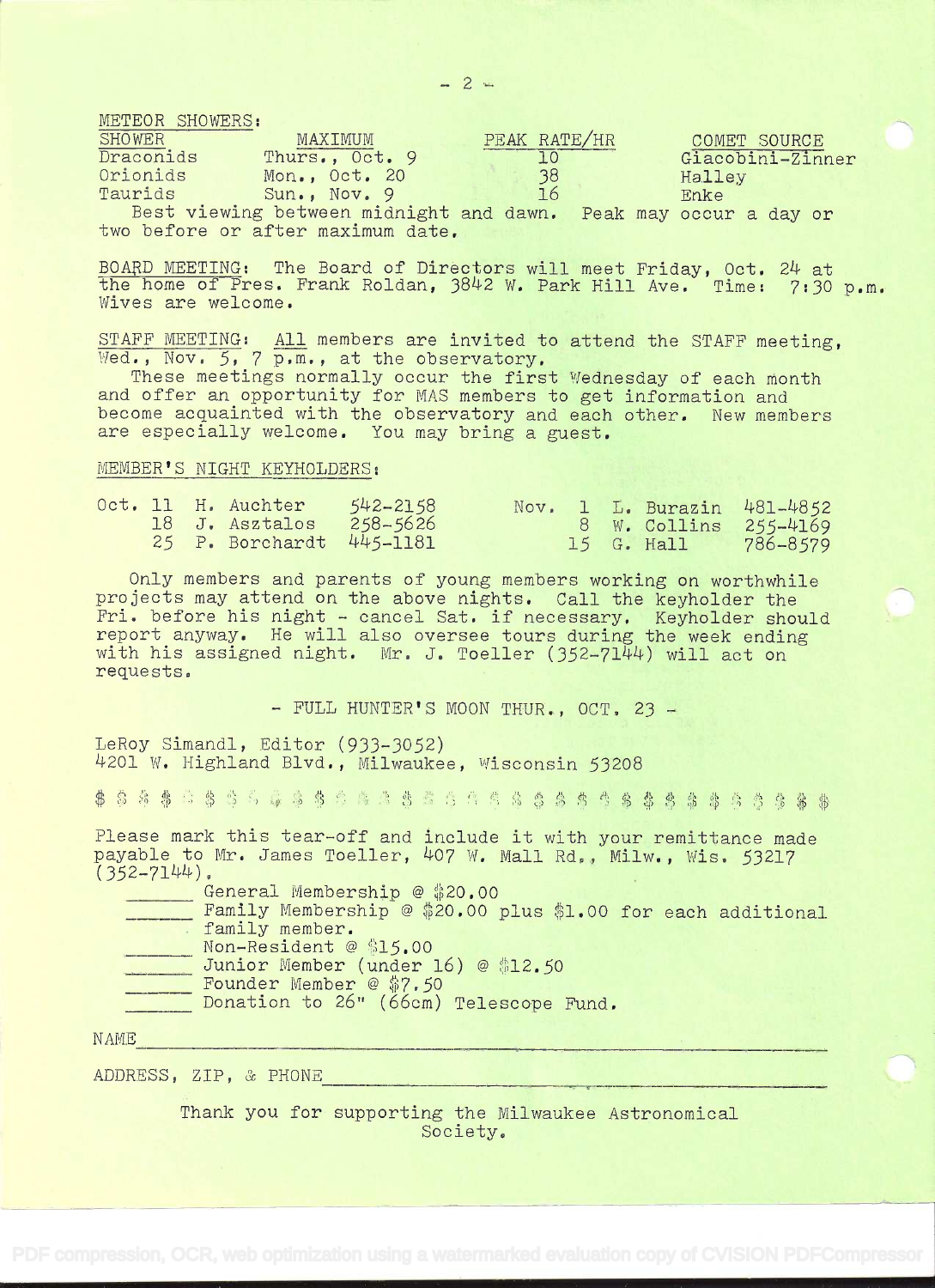METEOR SHOWERS:

| SHOWER | MAXIMUM | PEAK RATE/HR | COMET SOURCE |
|---|---|---|---|
| Draconids | Thurs., Oct. 9 | 10 | Giacobini-Zinner |
| Orionids | Mon., Oct. 20 | 38 | Halley |
| Taurids | Sun., Nov. 9 | 16 | Enke |

Best viewing between midnight and dawn. Peak may occur a day or two before or after maximum date.

BOARD MEETING: The Board of Directors will meet Friday, Oct. 24 at the home of Pres. Frank Roldan, 3842 W. Park Hill Ave. Time: 7:30 p.m. Wives are welcome.

STAFF MEETING: All members are invited to attend the STAFF meeting, Wed., Nov. 5, 7 p.m., at the observatory.

These meetings normally occur the first Wednesday of each month and offer an opportunity for MAS members to get information and become acquainted with the observatory and each other. New members are especially welcome. You may bring a guest.

MEMBER'S NIGHT KEYHOLDERS:

| | | | | | | |
|---|---|---|---|---|---|---|
| Oct. 11 | H. Auchter | 542-2158 | | Nov. 1 | L. Burazin | 481-4852 |
| 18 | J. Asztalos | 258-5626 | | 8 | W. Collins | 255-4169 |
| 25 | P. Borchardt | 445-1181 | | 15 | G. Hall | 786-8579 |

Only members and parents of young members working on worthwhile projects may attend on the above nights. Call the keyholder the Fri. before his night - cancel Sat. if necessary. Keyholder should report anyway. He will also oversee tours during the week ending with his assigned night. Mr. J. Toeller (352-7144) will act on requests.

\- FULL HUNTER'S MOON THUR., OCT. 23 -

LeRoy Simandl, Editor (933-3052)
4201 W. Highland Blvd., Milwaukee, Wisconsin 53208

$ $ $ $ $ $ $ $ $ $ $ $ $ $ $ $ $ $ $ $ $ $ $ $ $ $ $ $ $ $ $ $

Please mark this tear-off and include it with your remittance made payable to Mr. James Toeller, 407 W. Mall Rd., Milw., Wis. 53217 (352-7144).

\_\_\_\_\_\_ General Membership @ $20.00
\_\_\_\_\_\_ Family Membership @ $20.00 plus $1.00 for each additional family member.
\_\_\_\_\_\_ Non-Resident @ $15.00
\_\_\_\_\_\_ Junior Member (under 16) @ $12.50
\_\_\_\_\_\_ Founder Member @ $7.50
\_\_\_\_\_\_ Donation to 26" (66cm) Telescope Fund.

NAME \_\_\_\_\_\_\_\_\_\_\_\_\_\_\_\_\_\_\_\_\_\_\_\_\_\_\_\_\_\_\_\_\_\_\_\_\_\_\_\_

ADDRESS, ZIP, & PHONE \_\_\_\_\_\_\_\_\_\_\_\_\_\_\_\_\_\_\_\_\_\_\_\_\_\_\_\_\_\_

Thank you for supporting the Milwaukee Astronomical Society.